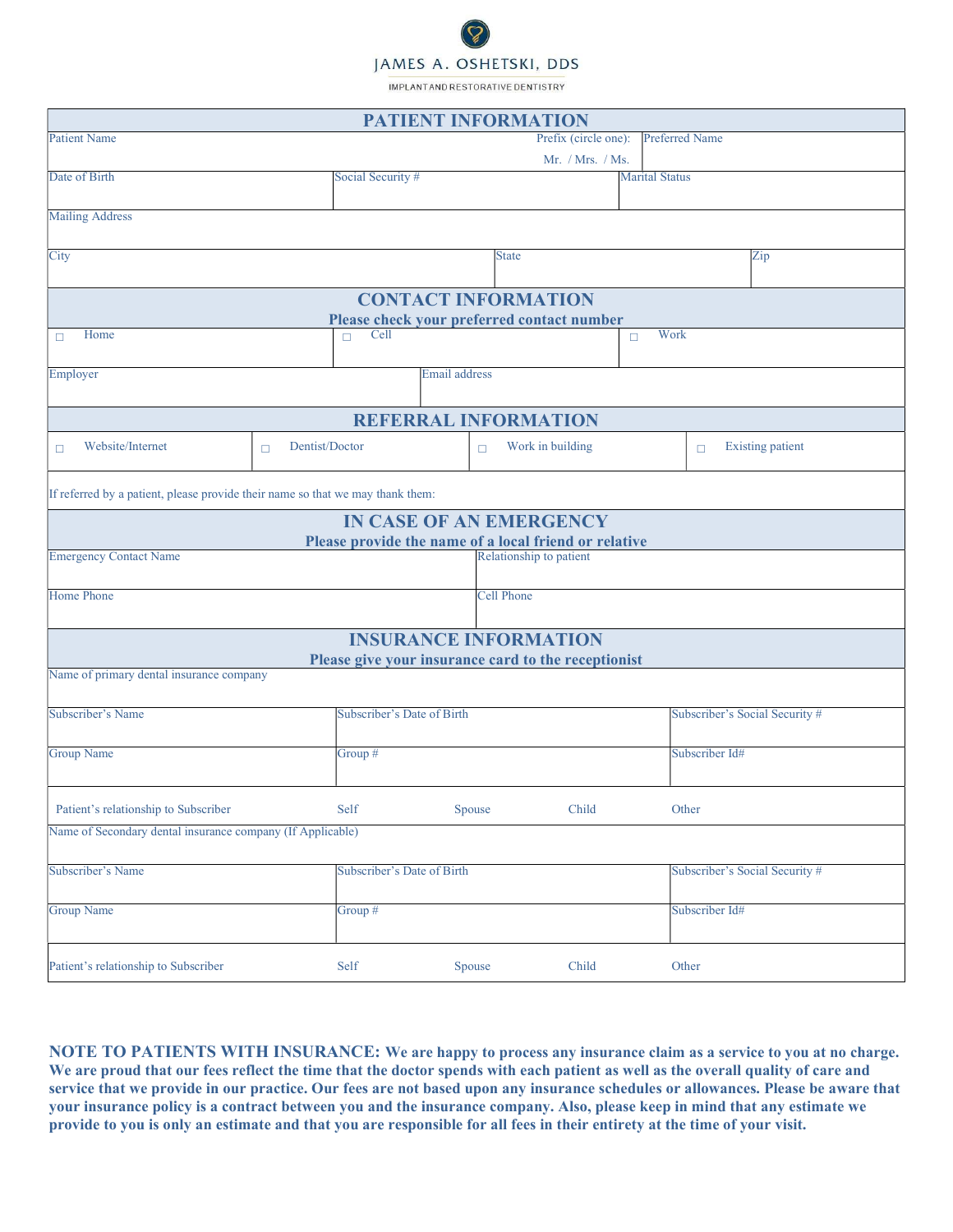JAMES A. OSHETSKI, DDS

IMPLANT AND RESTORATIVE DENTISTRY

## PATIENT INFORMATION

| Patient Name | Prefix (circle one): Mr. / Mrs. / Ms. | Preferred Name |
|---|---|---|
| Date of Birth | Social Security # | Marital Status |
| Mailing Address | | |
| City | State | Zip |

## CONTACT INFORMATION

**Please check your preferred contact number**

| ☐ Home | ☐ Cell | ☐ Work |
|---|---|---|
| Employer | Email address | |

## REFERRAL INFORMATION

| ☐ Website/Internet | ☐ Dentist/Doctor | ☐ Work in building | ☐ Existing patient |
|---|---|---|---|

If referred by a patient, please provide their name so that we may thank them:

## IN CASE OF AN EMERGENCY

**Please provide the name of a local friend or relative**

| Emergency Contact Name | Relationship to patient |
|---|---|
| Home Phone | Cell Phone |

## INSURANCE INFORMATION

**Please give your insurance card to the receptionist**

| Name of primary dental insurance company | | | | |
|---|---|---|---|---|
| Subscriber's Name | Subscriber's Date of Birth | | | Subscriber's Social Security # |
| Group Name | Group # | | | Subscriber Id# |
| Patient's relationship to Subscriber | Self | Spouse | Child | Other |
| Name of Secondary dental insurance company (If Applicable) | | | | |
| Subscriber's Name | Subscriber's Date of Birth | | | Subscriber's Social Security # |
| Group Name | Group # | | | Subscriber Id# |
| Patient's relationship to Subscriber | Self | Spouse | Child | Other |

**NOTE TO PATIENTS WITH INSURANCE: We are happy to process any insurance claim as a service to you at no charge. We are proud that our fees reflect the time that the doctor spends with each patient as well as the overall quality of care and service that we provide in our practice. Our fees are not based upon any insurance schedules or allowances. Please be aware that your insurance policy is a contract between you and the insurance company. Also, please keep in mind that any estimate we provide to you is only an estimate and that you are responsible for all fees in their entirety at the time of your visit.**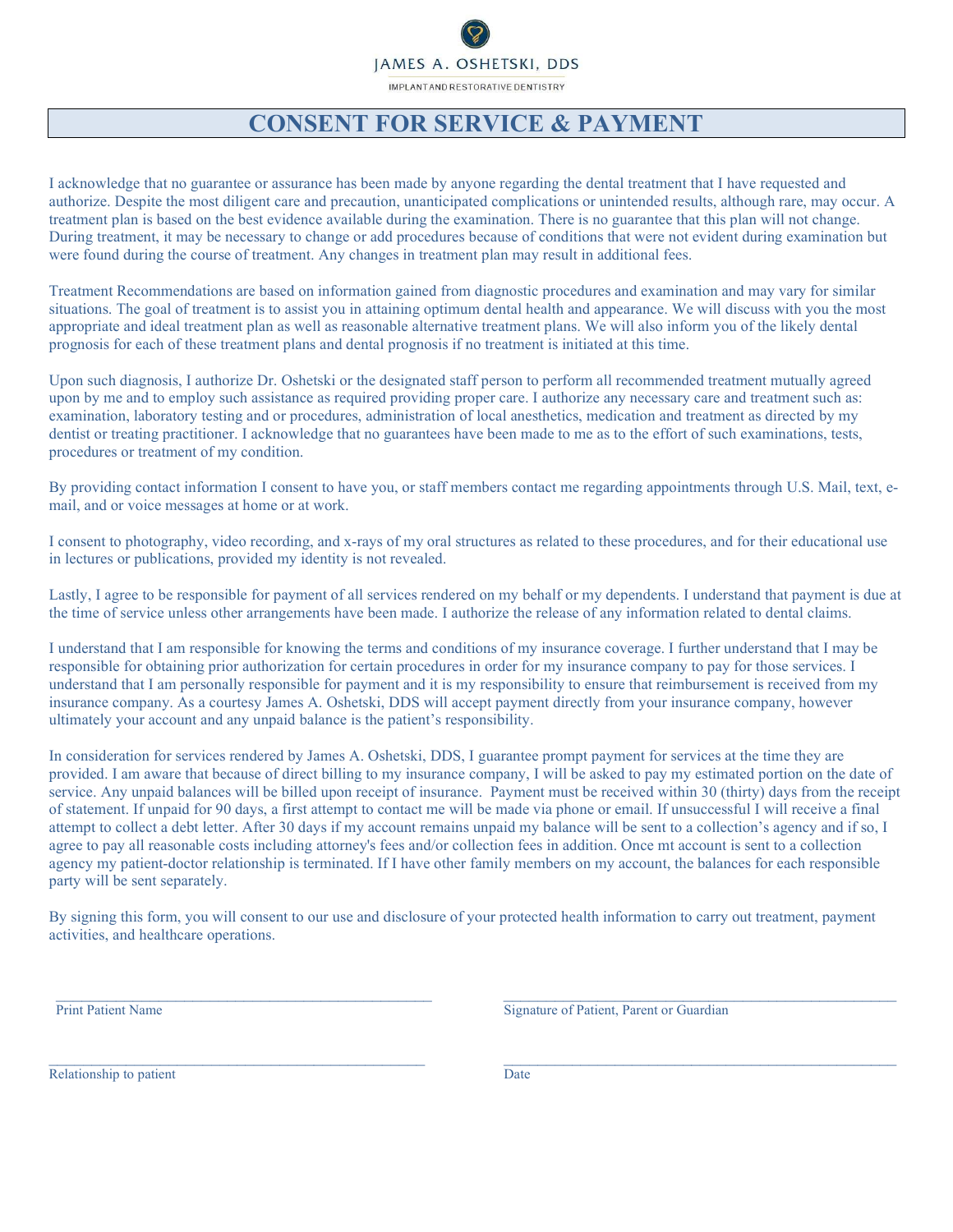JAMES A. OSHETSKI, DDS

IMPLANT AND RESTORATIVE DENTISTRY

# CONSENT FOR SERVICE & PAYMENT

I acknowledge that no guarantee or assurance has been made by anyone regarding the dental treatment that I have requested and authorize. Despite the most diligent care and precaution, unanticipated complications or unintended results, although rare, may occur. A treatment plan is based on the best evidence available during the examination. There is no guarantee that this plan will not change. During treatment, it may be necessary to change or add procedures because of conditions that were not evident during examination but were found during the course of treatment. Any changes in treatment plan may result in additional fees.

Treatment Recommendations are based on information gained from diagnostic procedures and examination and may vary for similar situations. The goal of treatment is to assist you in attaining optimum dental health and appearance. We will discuss with you the most appropriate and ideal treatment plan as well as reasonable alternative treatment plans. We will also inform you of the likely dental prognosis for each of these treatment plans and dental prognosis if no treatment is initiated at this time.

Upon such diagnosis, I authorize Dr. Oshetski or the designated staff person to perform all recommended treatment mutually agreed upon by me and to employ such assistance as required providing proper care. I authorize any necessary care and treatment such as: examination, laboratory testing and or procedures, administration of local anesthetics, medication and treatment as directed by my dentist or treating practitioner. I acknowledge that no guarantees have been made to me as to the effort of such examinations, tests, procedures or treatment of my condition.

By providing contact information I consent to have you, or staff members contact me regarding appointments through U.S. Mail, text, e-mail, and or voice messages at home or at work.

I consent to photography, video recording, and x-rays of my oral structures as related to these procedures, and for their educational use in lectures or publications, provided my identity is not revealed.

Lastly, I agree to be responsible for payment of all services rendered on my behalf or my dependents. I understand that payment is due at the time of service unless other arrangements have been made. I authorize the release of any information related to dental claims.

I understand that I am responsible for knowing the terms and conditions of my insurance coverage. I further understand that I may be responsible for obtaining prior authorization for certain procedures in order for my insurance company to pay for those services. I understand that I am personally responsible for payment and it is my responsibility to ensure that reimbursement is received from my insurance company. As a courtesy James A. Oshetski, DDS will accept payment directly from your insurance company, however ultimately your account and any unpaid balance is the patient's responsibility.

In consideration for services rendered by James A. Oshetski, DDS, I guarantee prompt payment for services at the time they are provided. I am aware that because of direct billing to my insurance company, I will be asked to pay my estimated portion on the date of service. Any unpaid balances will be billed upon receipt of insurance. Payment must be received within 30 (thirty) days from the receipt of statement. If unpaid for 90 days, a first attempt to contact me will be made via phone or email. If unsuccessful I will receive a final attempt to collect a debt letter. After 30 days if my account remains unpaid my balance will be sent to a collection's agency and if so, I agree to pay all reasonable costs including attorney's fees and/or collection fees in addition. Once mt account is sent to a collection agency my patient-doctor relationship is terminated. If I have other family members on my account, the balances for each responsible party will be sent separately.

By signing this form, you will consent to our use and disclosure of your protected health information to carry out treatment, payment activities, and healthcare operations.

\_\_\_\_\_\_\_\_\_\_\_\_\_\_\_\_\_\_\_\_\_\_\_\_\_\_\_\_\_\_\_\_\_\_\_\_\_\_\_\_\_\_\_\_
Print Patient Name

\_\_\_\_\_\_\_\_\_\_\_\_\_\_\_\_\_\_\_\_\_\_\_\_\_\_\_\_\_\_\_\_\_\_\_\_\_\_\_\_\_\_\_\_
Signature of Patient, Parent or Guardian

\_\_\_\_\_\_\_\_\_\_\_\_\_\_\_\_\_\_\_\_\_\_\_\_\_\_\_\_\_\_\_\_\_\_\_\_\_\_\_\_\_\_\_\_
Relationship to patient

\_\_\_\_\_\_\_\_\_\_\_\_\_\_\_\_\_\_\_\_\_\_\_\_\_\_\_\_\_\_\_\_\_\_\_\_\_\_\_\_\_\_\_\_
Date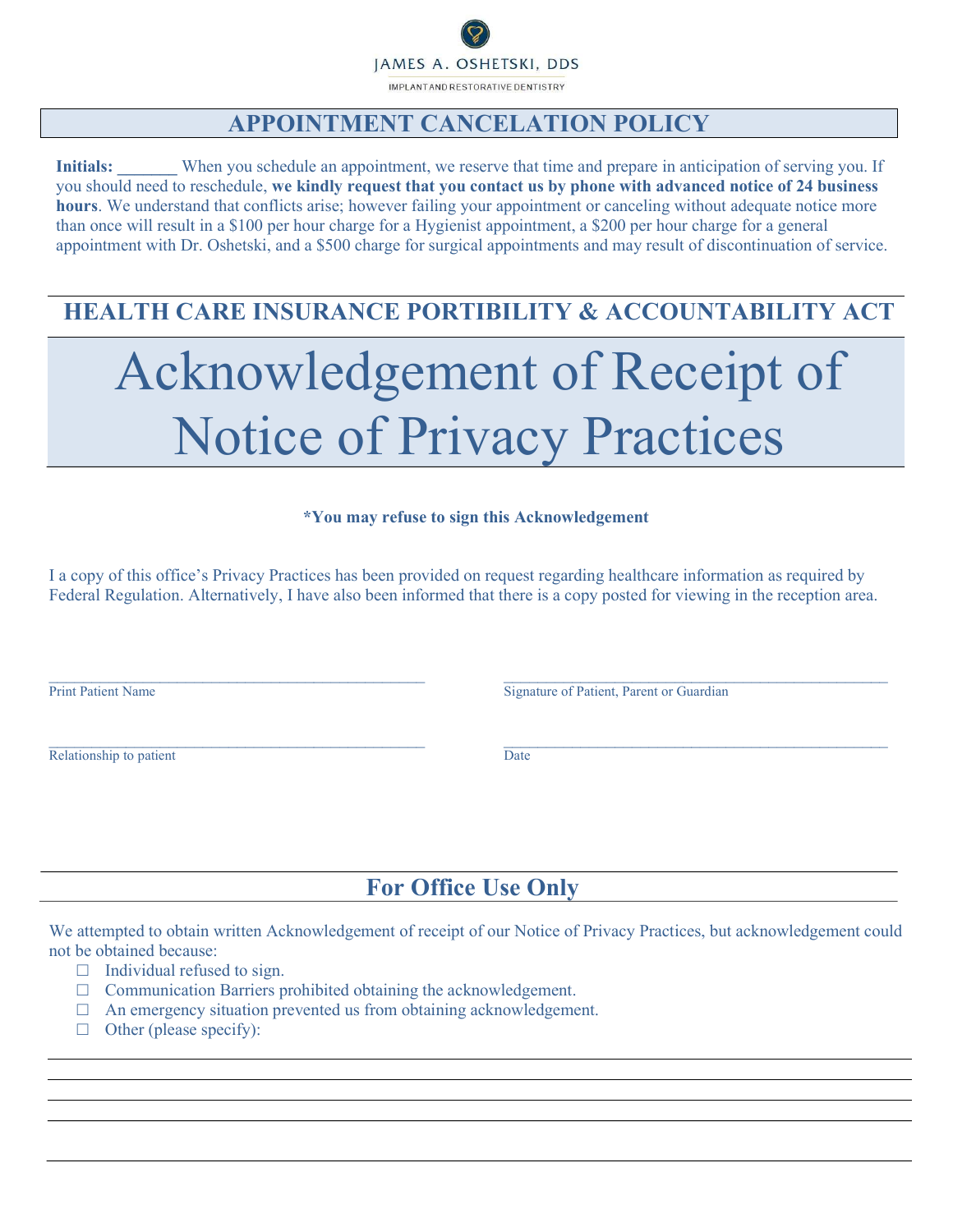JAMES A. OSHETSKI, DDS

IMPLANT AND RESTORATIVE DENTISTRY

## APPOINTMENT CANCELATION POLICY

**Initials: _______** When you schedule an appointment, we reserve that time and prepare in anticipation of serving you. If you should need to reschedule, **we kindly request that you contact us by phone with advanced notice of 24 business hours**. We understand that conflicts arise; however failing your appointment or canceling without adequate notice more than once will result in a $100 per hour charge for a Hygienist appointment, a $200 per hour charge for a general appointment with Dr. Oshetski, and a $500 charge for surgical appointments and may result of discontinuation of service.

## HEALTH CARE INSURANCE PORTIBILITY & ACCOUNTABILITY ACT

# Acknowledgement of Receipt of Notice of Privacy Practices

**\*You may refuse to sign this Acknowledgement**

I a copy of this office's Privacy Practices has been provided on request regarding healthcare information as required by Federal Regulation. Alternatively, I have also been informed that there is a copy posted for viewing in the reception area.

_____________________________________________ Print Patient Name

_____________________________________________ Signature of Patient, Parent or Guardian

_____________________________________________ Relationship to patient

_____________________________________________ Date

## For Office Use Only

We attempted to obtain written Acknowledgement of receipt of our Notice of Privacy Practices, but acknowledgement could not be obtained because:

- ☐ Individual refused to sign.
- ☐ Communication Barriers prohibited obtaining the acknowledgement.
- ☐ An emergency situation prevented us from obtaining acknowledgement.
- ☐ Other (please specify):

_____________________________________________

_____________________________________________

_____________________________________________

_____________________________________________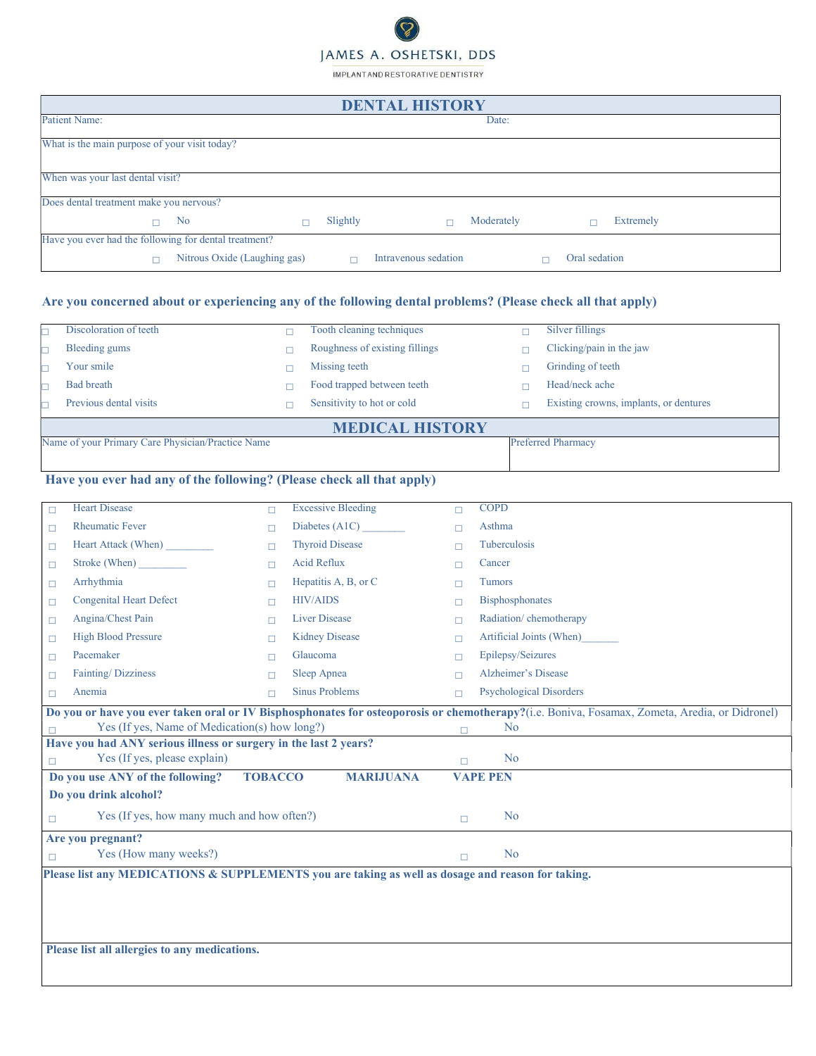JAMES A. OSHETSKI, DDS

IMPLANT AND RESTORATIVE DENTISTRY

## DENTAL HISTORY

Patient Name: Date:

What is the main purpose of your visit today?

When was your last dental visit?

Does dental treatment make you nervous?

☐ No ☐ Slightly ☐ Moderately ☐ Extremely

Have you ever had the following for dental treatment?

☐ Nitrous Oxide (Laughing gas) ☐ Intravenous sedation ☐ Oral sedation

### Are you concerned about or experiencing any of the following dental problems? (Please check all that apply)

| | | |
|---|---|---|
| ☐ Discoloration of teeth | ☐ Tooth cleaning techniques | ☐ Silver fillings |
| ☐ Bleeding gums | ☐ Roughness of existing fillings | ☐ Clicking/pain in the jaw |
| ☐ Your smile | ☐ Missing teeth | ☐ Grinding of teeth |
| ☐ Bad breath | ☐ Food trapped between teeth | ☐ Head/neck ache |
| ☐ Previous dental visits | ☐ Sensitivity to hot or cold | ☐ Existing crowns, implants, or dentures |

## MEDICAL HISTORY

| Name of your Primary Care Physician/Practice Name | Preferred Pharmacy |
|---|---|
| | |

### Have you ever had any of the following? (Please check all that apply)

| | | |
|---|---|---|
| ☐ Heart Disease | ☐ Excessive Bleeding | ☐ COPD |
| ☐ Rheumatic Fever | ☐ Diabetes (A1C) ________ | ☐ Asthma |
| ☐ Heart Attack (When) _________ | ☐ Thyroid Disease | ☐ Tuberculosis |
| ☐ Stroke (When) _________ | ☐ Acid Reflux | ☐ Cancer |
| ☐ Arrhythmia | ☐ Hepatitis A, B, or C | ☐ Tumors |
| ☐ Congenital Heart Defect | ☐ HIV/AIDS | ☐ Bisphosphonates |
| ☐ Angina/Chest Pain | ☐ Liver Disease | ☐ Radiation/ chemotherapy |
| ☐ High Blood Pressure | ☐ Kidney Disease | ☐ Artificial Joints (When)_______ |
| ☐ Pacemaker | ☐ Glaucoma | ☐ Epilepsy/Seizures |
| ☐ Fainting/ Dizziness | ☐ Sleep Apnea | ☐ Alzheimer's Disease |
| ☐ Anemia | ☐ Sinus Problems | ☐ Psychological Disorders |

**Do you or have you ever taken oral or IV Bisphosphonates for osteoporosis or chemotherapy?**(i.e. Boniva, Fosamax, Zometa, Aredia, or Didronel)

☐ Yes (If yes, Name of Medication(s) how long?) ☐ No

**Have you had ANY serious illness or surgery in the last 2 years?**

☐ Yes (If yes, please explain) ☐ No

**Do you use ANY of the following? TOBACCO MARIJUANA VAPE PEN**

**Do you drink alcohol?**

☐ Yes (If yes, how many much and how often?) ☐ No

**Are you pregnant?**

☐ Yes (How many weeks?) ☐ No

**Please list any MEDICATIONS & SUPPLEMENTS you are taking as well as dosage and reason for taking.**

**Please list all allergies to any medications.**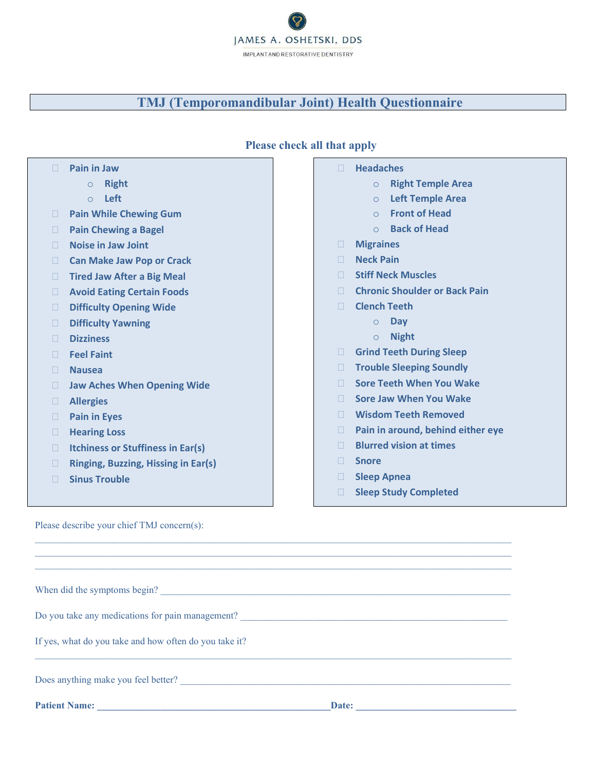JAMES A. OSHETSKI, DDS

IMPLANT AND RESTORATIVE DENTISTRY

# TMJ (Temporomandibular Joint) Health Questionnaire

### Please check all that apply

- ☐ Pain in Jaw
  - Right
  - Left
- ☐ Pain While Chewing Gum
- ☐ Pain Chewing a Bagel
- ☐ Noise in Jaw Joint
- ☐ Can Make Jaw Pop or Crack
- ☐ Tired Jaw After a Big Meal
- ☐ Avoid Eating Certain Foods
- ☐ Difficulty Opening Wide
- ☐ Difficulty Yawning
- ☐ Dizziness
- ☐ Feel Faint
- ☐ Nausea
- ☐ Jaw Aches When Opening Wide
- ☐ Allergies
- ☐ Pain in Eyes
- ☐ Hearing Loss
- ☐ Itchiness or Stuffiness in Ear(s)
- ☐ Ringing, Buzzing, Hissing in Ear(s)
- ☐ Sinus Trouble

- ☐ Headaches
  - Right Temple Area
  - Left Temple Area
  - Front of Head
  - Back of Head
- ☐ Migraines
- ☐ Neck Pain
- ☐ Stiff Neck Muscles
- ☐ Chronic Shoulder or Back Pain
- ☐ Clench Teeth
  - Day
  - Night
- ☐ Grind Teeth During Sleep
- ☐ Trouble Sleeping Soundly
- ☐ Sore Teeth When You Wake
- ☐ Sore Jaw When You Wake
- ☐ Wisdom Teeth Removed
- ☐ Pain in around, behind either eye
- ☐ Blurred vision at times
- ☐ Snore
- ☐ Sleep Apnea
- ☐ Sleep Study Completed

Please describe your chief TMJ concern(s):

______________________________________________________________________________

______________________________________________________________________________

______________________________________________________________________________

When did the symptoms begin? ____________________________________________________________

Do you take any medications for pain management? _____________________________________________

If yes, what do you take and how often do you take it?

______________________________________________________________________________

Does anything make you feel better? ______________________________________________________

**Patient Name:** ________________________________________ **Date:** ____________________________